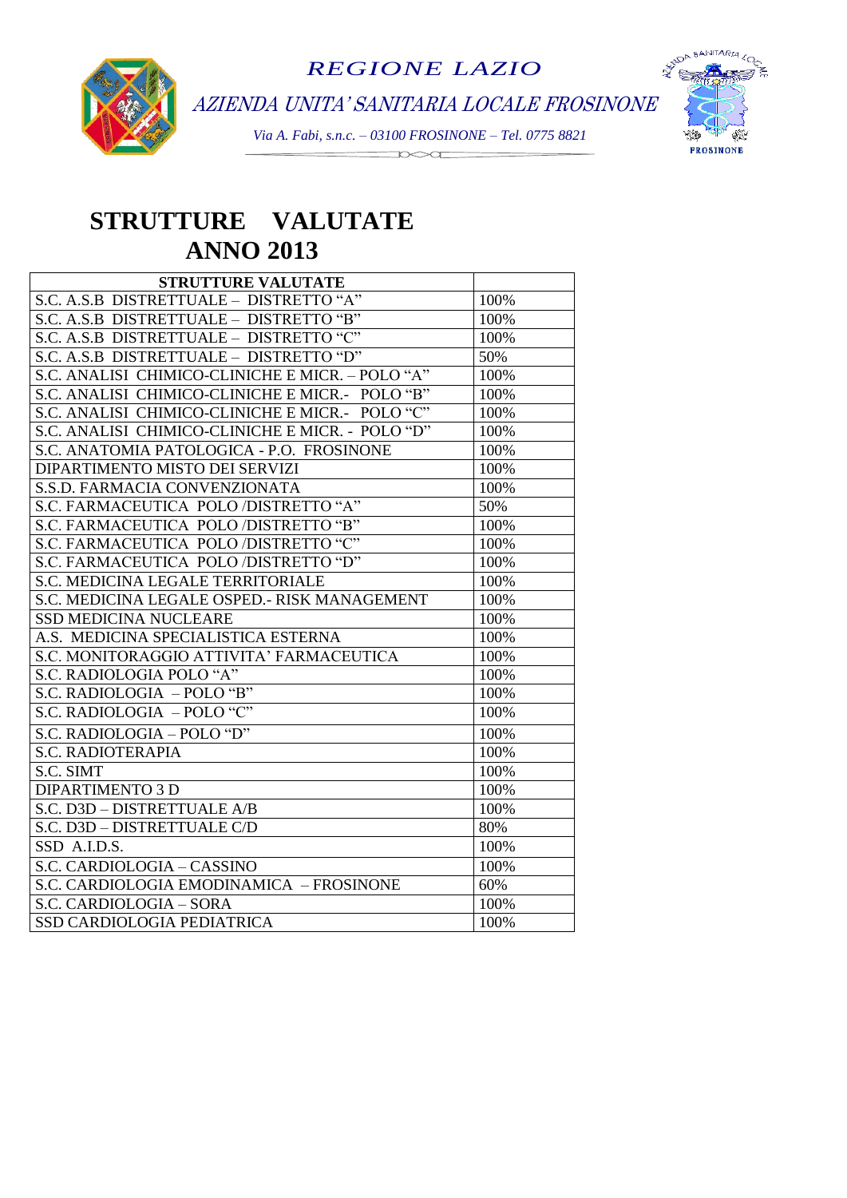REGIONE LAZIO

*AZIENDA UNITA' SANITARIA LOCALE FROSINONE*

*Via A. Fabi, s.n.c. – 03100 FROSINONE – Tel. 0775 8821*

# STRUTTURE VALUTATE ANNO 2013

| STRUTTURE VALUTATE | |
|---|---|
| S.C. A.S.B DISTRETTUALE – DISTRETTO "A" | 100% |
| S.C. A.S.B DISTRETTUALE – DISTRETTO "B" | 100% |
| S.C. A.S.B DISTRETTUALE – DISTRETTO "C" | 100% |
| S.C. A.S.B DISTRETTUALE – DISTRETTO "D" | 50% |
| S.C. ANALISI CHIMICO-CLINICHE E MICR. – POLO "A" | 100% |
| S.C. ANALISI CHIMICO-CLINICHE E MICR.- POLO "B" | 100% |
| S.C. ANALISI CHIMICO-CLINICHE E MICR.- POLO "C" | 100% |
| S.C. ANALISI CHIMICO-CLINICHE E MICR. - POLO "D" | 100% |
| S.C. ANATOMIA PATOLOGICA - P.O. FROSINONE | 100% |
| DIPARTIMENTO MISTO DEI SERVIZI | 100% |
| S.S.D. FARMACIA CONVENZIONATA | 100% |
| S.C. FARMACEUTICA POLO /DISTRETTO "A" | 50% |
| S.C. FARMACEUTICA POLO /DISTRETTO "B" | 100% |
| S.C. FARMACEUTICA POLO /DISTRETTO "C" | 100% |
| S.C. FARMACEUTICA POLO /DISTRETTO "D" | 100% |
| S.C. MEDICINA LEGALE TERRITORIALE | 100% |
| S.C. MEDICINA LEGALE OSPED.- RISK MANAGEMENT | 100% |
| SSD MEDICINA NUCLEARE | 100% |
| A.S. MEDICINA SPECIALISTICA ESTERNA | 100% |
| S.C. MONITORAGGIO ATTIVITA' FARMACEUTICA | 100% |
| S.C. RADIOLOGIA POLO "A" | 100% |
| S.C. RADIOLOGIA – POLO "B" | 100% |
| S.C. RADIOLOGIA – POLO "C" | 100% |
| S.C. RADIOLOGIA – POLO "D" | 100% |
| S.C. RADIOTERAPIA | 100% |
| S.C. SIMT | 100% |
| DIPARTIMENTO 3 D | 100% |
| S.C. D3D – DISTRETTUALE A/B | 100% |
| S.C. D3D – DISTRETTUALE C/D | 80% |
| SSD A.I.D.S. | 100% |
| S.C. CARDIOLOGIA – CASSINO | 100% |
| S.C. CARDIOLOGIA EMODINAMICA – FROSINONE | 60% |
| S.C. CARDIOLOGIA – SORA | 100% |
| SSD CARDIOLOGIA PEDIATRICA | 100% |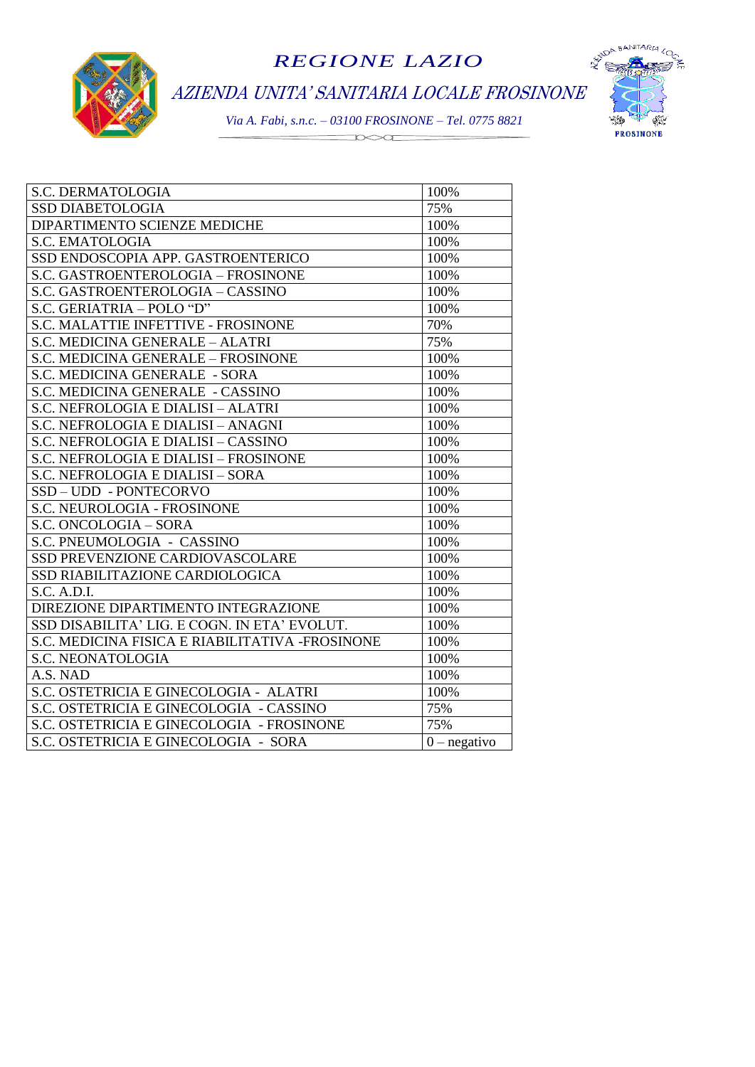| S.C. DERMATOLOGIA | 100% |
|---|---|
| SSD DIABETOLOGIA | 75% |
| DIPARTIMENTO SCIENZE MEDICHE | 100% |
| S.C. EMATOLOGIA | 100% |
| SSD ENDOSCOPIA APP. GASTROENTERICO | 100% |
| S.C. GASTROENTEROLOGIA – FROSINONE | 100% |
| S.C. GASTROENTEROLOGIA – CASSINO | 100% |
| S.C. GERIATRIA – POLO "D" | 100% |
| S.C. MALATTIE INFETTIVE - FROSINONE | 70% |
| S.C. MEDICINA GENERALE – ALATRI | 75% |
| S.C. MEDICINA GENERALE – FROSINONE | 100% |
| S.C. MEDICINA GENERALE - SORA | 100% |
| S.C. MEDICINA GENERALE - CASSINO | 100% |
| S.C. NEFROLOGIA E DIALISI – ALATRI | 100% |
| S.C. NEFROLOGIA E DIALISI – ANAGNI | 100% |
| S.C. NEFROLOGIA E DIALISI – CASSINO | 100% |
| S.C. NEFROLOGIA E DIALISI – FROSINONE | 100% |
| S.C. NEFROLOGIA E DIALISI – SORA | 100% |
| SSD – UDD - PONTECORVO | 100% |
| S.C. NEUROLOGIA - FROSINONE | 100% |
| S.C. ONCOLOGIA – SORA | 100% |
| S.C. PNEUMOLOGIA - CASSINO | 100% |
| SSD PREVENZIONE CARDIOVASCOLARE | 100% |
| SSD RIABILITAZIONE CARDIOLOGICA | 100% |
| S.C. A.D.I. | 100% |
| DIREZIONE DIPARTIMENTO INTEGRAZIONE | 100% |
| SSD DISABILITA' LIG. E COGN. IN ETA' EVOLUT. | 100% |
| S.C. MEDICINA FISICA E RIABILITATIVA -FROSINONE | 100% |
| S.C. NEONATOLOGIA | 100% |
| A.S. NAD | 100% |
| S.C. OSTETRICIA E GINECOLOGIA - ALATRI | 100% |
| S.C. OSTETRICIA E GINECOLOGIA - CASSINO | 75% |
| S.C. OSTETRICIA E GINECOLOGIA - FROSINONE | 75% |
| S.C. OSTETRICIA E GINECOLOGIA - SORA | 0 – negativo |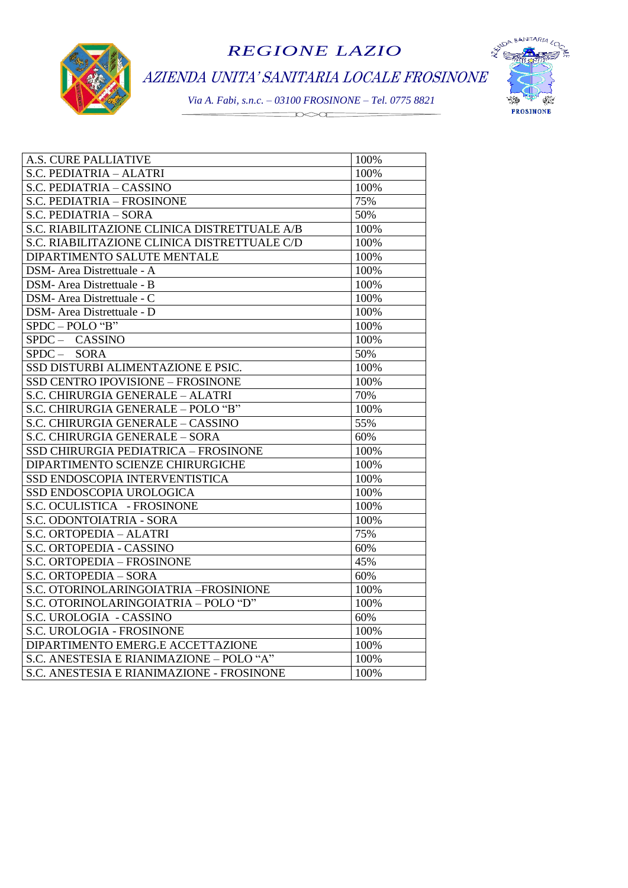| A.S. CURE PALLIATIVE | 100% |
| --- | --- |
| S.C. PEDIATRIA – ALATRI | 100% |
| S.C. PEDIATRIA – CASSINO | 100% |
| S.C. PEDIATRIA – FROSINONE | 75% |
| S.C. PEDIATRIA – SORA | 50% |
| S.C. RIABILITAZIONE CLINICA DISTRETTUALE A/B | 100% |
| S.C. RIABILITAZIONE CLINICA DISTRETTUALE C/D | 100% |
| DIPARTIMENTO SALUTE MENTALE | 100% |
| DSM- Area Distrettuale - A | 100% |
| DSM- Area Distrettuale - B | 100% |
| DSM- Area Distrettuale - C | 100% |
| DSM- Area Distrettuale - D | 100% |
| SPDC – POLO “B” | 100% |
| SPDC – CASSINO | 100% |
| SPDC – SORA | 50% |
| SSD DISTURBI ALIMENTAZIONE E PSIC. | 100% |
| SSD CENTRO IPOVISIONE – FROSINONE | 100% |
| S.C. CHIRURGIA GENERALE – ALATRI | 70% |
| S.C. CHIRURGIA GENERALE – POLO “B” | 100% |
| S.C. CHIRURGIA GENERALE – CASSINO | 55% |
| S.C. CHIRURGIA GENERALE – SORA | 60% |
| SSD CHIRURGIA PEDIATRICA – FROSINONE | 100% |
| DIPARTIMENTO SCIENZE CHIRURGICHE | 100% |
| SSD ENDOSCOPIA INTERVENTISTICA | 100% |
| SSD ENDOSCOPIA UROLOGICA | 100% |
| S.C. OCULISTICA - FROSINONE | 100% |
| S.C. ODONTOIATRIA - SORA | 100% |
| S.C. ORTOPEDIA – ALATRI | 75% |
| S.C. ORTOPEDIA - CASSINO | 60% |
| S.C. ORTOPEDIA – FROSINONE | 45% |
| S.C. ORTOPEDIA – SORA | 60% |
| S.C. OTORINOLARINGOIATRIA –FROSINIONE | 100% |
| S.C. OTORINOLARINGOIATRIA – POLO “D” | 100% |
| S.C. UROLOGIA - CASSINO | 60% |
| S.C. UROLOGIA - FROSINONE | 100% |
| DIPARTIMENTO EMERG.E ACCETTAZIONE | 100% |
| S.C. ANESTESIA E RIANIMAZIONE – POLO “A” | 100% |
| S.C. ANESTESIA E RIANIMAZIONE - FROSINONE | 100% |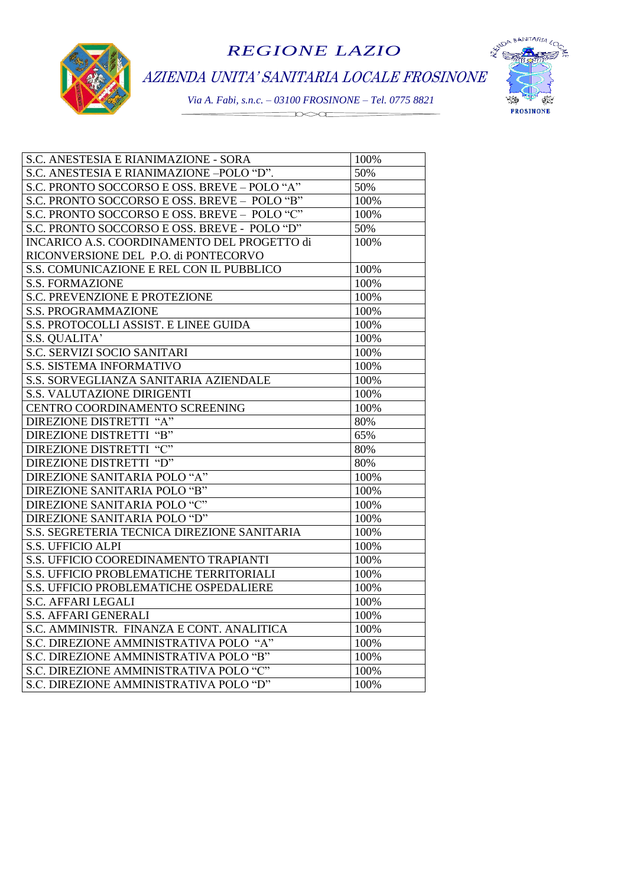| S.C. ANESTESIA E RIANIMAZIONE - SORA | 100% |
|---|---|
| S.C. ANESTESIA E RIANIMAZIONE –POLO “D”. | 50% |
| S.C. PRONTO SOCCORSO E OSS. BREVE – POLO “A” | 50% |
| S.C. PRONTO SOCCORSO E OSS. BREVE – POLO “B” | 100% |
| S.C. PRONTO SOCCORSO E OSS. BREVE – POLO “C” | 100% |
| S.C. PRONTO SOCCORSO E OSS. BREVE - POLO “D” | 50% |
| INCARICO A.S. COORDINAMENTO DEL PROGETTO di RICONVERSIONE DEL P.O. di PONTECORVO | 100% |
| S.S. COMUNICAZIONE E REL CON IL PUBBLICO | 100% |
| S.S. FORMAZIONE | 100% |
| S.C. PREVENZIONE E PROTEZIONE | 100% |
| S.S. PROGRAMMAZIONE | 100% |
| S.S. PROTOCOLLI ASSIST. E LINEE GUIDA | 100% |
| S.S. QUALITA’ | 100% |
| S.C. SERVIZI SOCIO SANITARI | 100% |
| S.S. SISTEMA INFORMATIVO | 100% |
| S.S. SORVEGLIANZA SANITARIA AZIENDALE | 100% |
| S.S. VALUTAZIONE DIRIGENTI | 100% |
| CENTRO COORDINAMENTO SCREENING | 100% |
| DIREZIONE DISTRETTI “A” | 80% |
| DIREZIONE DISTRETTI “B” | 65% |
| DIREZIONE DISTRETTI “C” | 80% |
| DIREZIONE DISTRETTI “D” | 80% |
| DIREZIONE SANITARIA POLO “A” | 100% |
| DIREZIONE SANITARIA POLO “B” | 100% |
| DIREZIONE SANITARIA POLO “C” | 100% |
| DIREZIONE SANITARIA POLO “D” | 100% |
| S.S. SEGRETERIA TECNICA DIREZIONE SANITARIA | 100% |
| S.S. UFFICIO ALPI | 100% |
| S.S. UFFICIO COOREDINAMENTO TRAPIANTI | 100% |
| S.S. UFFICIO PROBLEMATICHE TERRITORIALI | 100% |
| S.S. UFFICIO PROBLEMATICHE OSPEDALIERE | 100% |
| S.C. AFFARI LEGALI | 100% |
| S.S. AFFARI GENERALI | 100% |
| S.C. AMMINISTR. FINANZA E CONT. ANALITICA | 100% |
| S.C. DIREZIONE AMMINISTRATIVA POLO “A” | 100% |
| S.C. DIREZIONE AMMINISTRATIVA POLO “B” | 100% |
| S.C. DIREZIONE AMMINISTRATIVA POLO “C” | 100% |
| S.C. DIREZIONE AMMINISTRATIVA POLO “D” | 100% |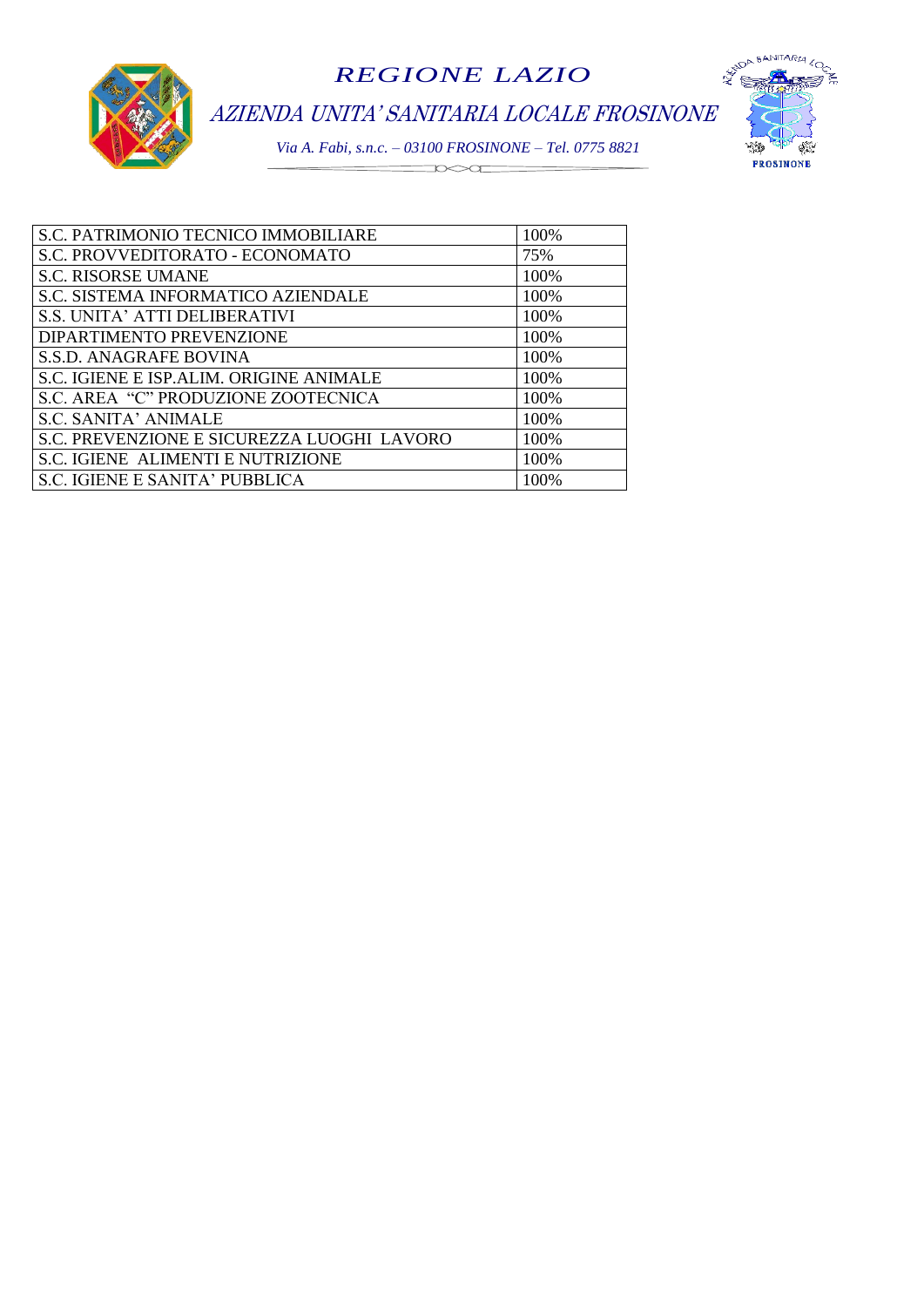| | |
|---|---|
| S.C. PATRIMONIO TECNICO IMMOBILIARE | 100% |
| S.C. PROVVEDITORATO - ECONOMATO | 75% |
| S.C. RISORSE UMANE | 100% |
| S.C. SISTEMA INFORMATICO AZIENDALE | 100% |
| S.S. UNITA' ATTI DELIBERATIVI | 100% |
| DIPARTIMENTO PREVENZIONE | 100% |
| S.S.D. ANAGRAFE BOVINA | 100% |
| S.C. IGIENE E ISP.ALIM. ORIGINE ANIMALE | 100% |
| S.C. AREA "C" PRODUZIONE ZOOTECNICA | 100% |
| S.C. SANITA' ANIMALE | 100% |
| S.C. PREVENZIONE E SICUREZZA LUOGHI LAVORO | 100% |
| S.C. IGIENE ALIMENTI E NUTRIZIONE | 100% |
| S.C. IGIENE E SANITA' PUBBLICA | 100% |